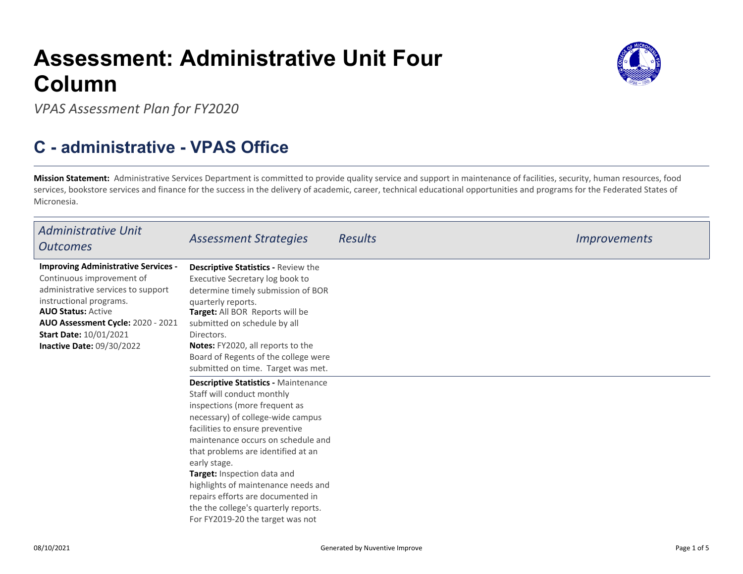# Assessment: Administrative Unit Four Column

*VPAS Assessment Plan for FY2020*

## C - administrative - VPAS Office

**Mission Statement:** Administrative Services Department is committed to provide quality service and support in maintenance of facilities, security, human resources, food services, bookstore services and finance for the success in the delivery of academic, career, technical educational opportunities and programs for the Federated States of Micronesia.

| *Administrative Unit Outcomes* | *Assessment Strategies* | *Results* | *Improvements* |
|---|---|---|---|
| **Improving Administrative Services -** Continuous improvement of administrative services to support instructional programs.<br>**AUO Status:** Active<br>**AUO Assessment Cycle:** 2020 - 2021<br>**Start Date:** 10/01/2021<br>**Inactive Date:** 09/30/2022 | **Descriptive Statistics -** Review the Executive Secretary log book to determine timely submission of BOR quarterly reports.<br>**Target:** All BOR Reports will be submitted on schedule by all Directors.<br>**Notes:** FY2020, all reports to the Board of Regents of the college were submitted on time. Target was met. | | |
| | **Descriptive Statistics -** Maintenance Staff will conduct monthly inspections (more frequent as necessary) of college-wide campus facilities to ensure preventive maintenance occurs on schedule and that problems are identified at an early stage.<br>**Target:** Inspection data and highlights of maintenance needs and repairs efforts are documented in the the college's quarterly reports. For FY2019-20 the target was not | | |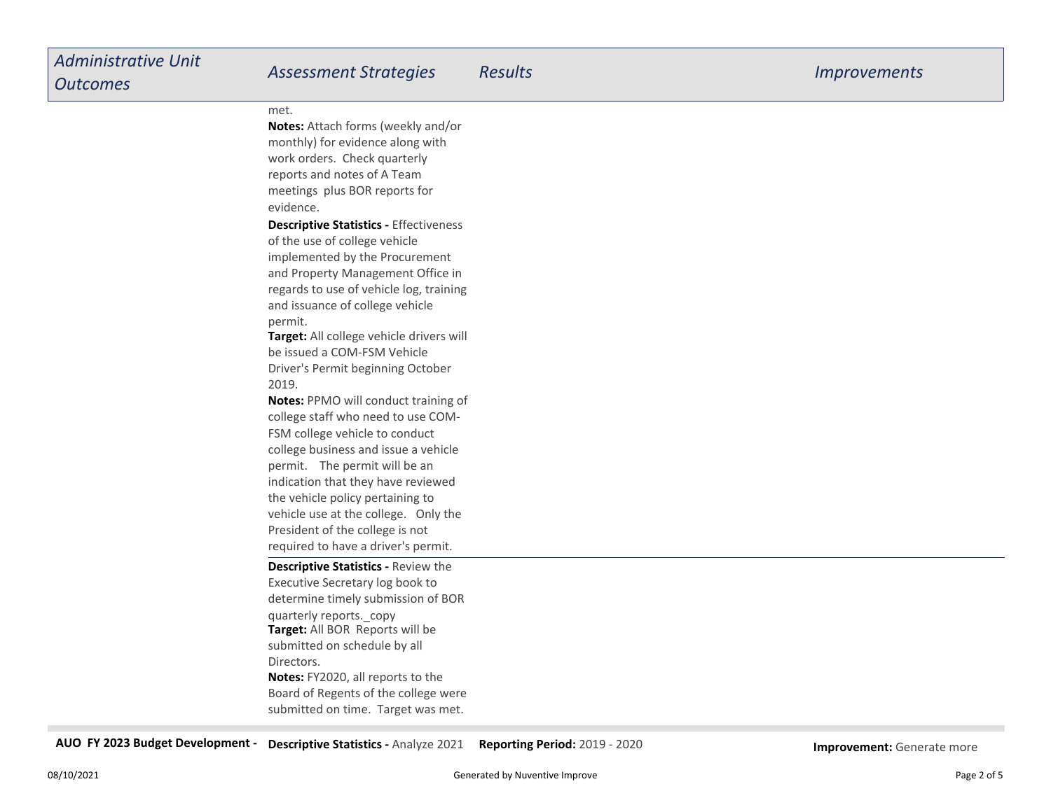| Administrative Unit Outcomes | Assessment Strategies | Results | Improvements |
|---|---|---|---|
| | met.<br>**Notes:** Attach forms (weekly and/or monthly) for evidence along with work orders. Check quarterly reports and notes of A Team meetings plus BOR reports for evidence.<br>**Descriptive Statistics -** Effectiveness of the use of college vehicle implemented by the Procurement and Property Management Office in regards to use of vehicle log, training and issuance of college vehicle permit.<br>**Target:** All college vehicle drivers will be issued a COM-FSM Vehicle Driver's Permit beginning October 2019.<br>**Notes:** PPMO will conduct training of college staff who need to use COM-FSM college vehicle to conduct college business and issue a vehicle permit. The permit will be an indication that they have reviewed the vehicle policy pertaining to vehicle use at the college. Only the President of the college is not required to have a driver's permit. | | |
| | **Descriptive Statistics -** Review the Executive Secretary log book to determine timely submission of BOR quarterly reports._copy<br>**Target:** All BOR Reports will be submitted on schedule by all Directors.<br>**Notes:** FY2020, all reports to the Board of Regents of the college were submitted on time. Target was met. | | |
| **AUO FY 2023 Budget Development -** | **Descriptive Statistics -** Analyze 2021 | **Reporting Period:** 2019 - 2020 | **Improvement:** Generate more |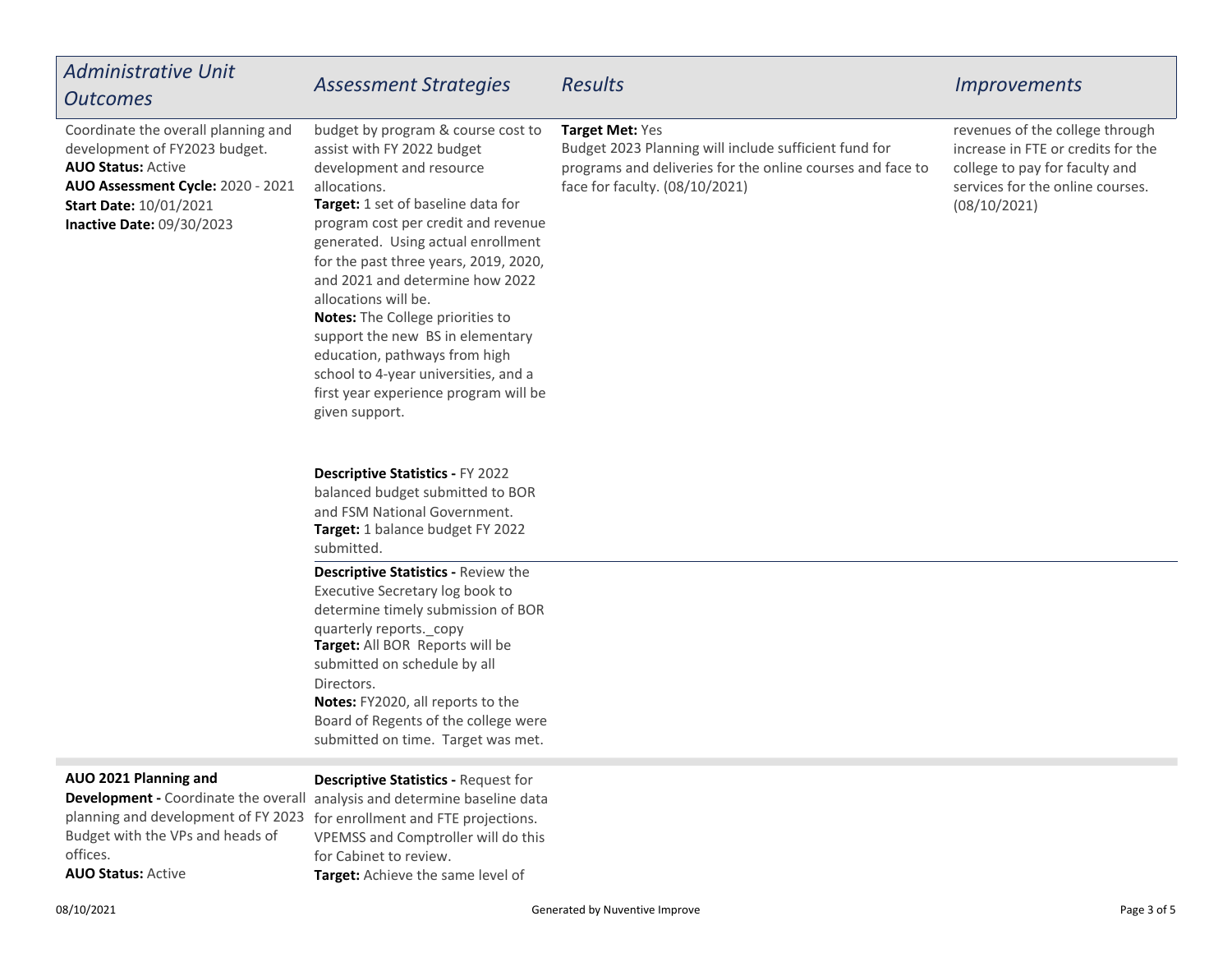| *Administrative Unit Outcomes* | *Assessment Strategies* | *Results* | *Improvements* |
|---|---|---|---|
| Coordinate the overall planning and development of FY2023 budget.<br>**AUO Status:** Active<br>**AUO Assessment Cycle:** 2020 - 2021<br>**Start Date:** 10/01/2021<br>**Inactive Date:** 09/30/2023 | budget by program & course cost to assist with FY 2022 budget development and resource allocations.<br>**Target:** 1 set of baseline data for program cost per credit and revenue generated. Using actual enrollment for the past three years, 2019, 2020, and 2021 and determine how 2022 allocations will be.<br>**Notes:** The College priorities to support the new BS in elementary education, pathways from high school to 4-year universities, and a first year experience program will be given support. | **Target Met:** Yes<br>Budget 2023 Planning will include sufficient fund for programs and deliveries for the online courses and face to face for faculty. (08/10/2021) | revenues of the college through increase in FTE or credits for the college to pay for faculty and services for the online courses. (08/10/2021) |
| | **Descriptive Statistics -** FY 2022 balanced budget submitted to BOR and FSM National Government.<br>**Target:** 1 balance budget FY 2022 submitted. | | |
| | **Descriptive Statistics -** Review the Executive Secretary log book to determine timely submission of BOR quarterly reports._copy<br>**Target:** All BOR Reports will be submitted on schedule by all Directors.<br>**Notes:** FY2020, all reports to the Board of Regents of the college were submitted on time. Target was met. | | |
| **AUO 2021 Planning and Development -** Coordinate the overall planning and development of FY 2023 Budget with the VPs and heads of offices.<br>**AUO Status:** Active | **Descriptive Statistics -** Request for analysis and determine baseline data for enrollment and FTE projections. VPEMSS and Comptroller will do this for Cabinet to review.<br>**Target:** Achieve the same level of | | |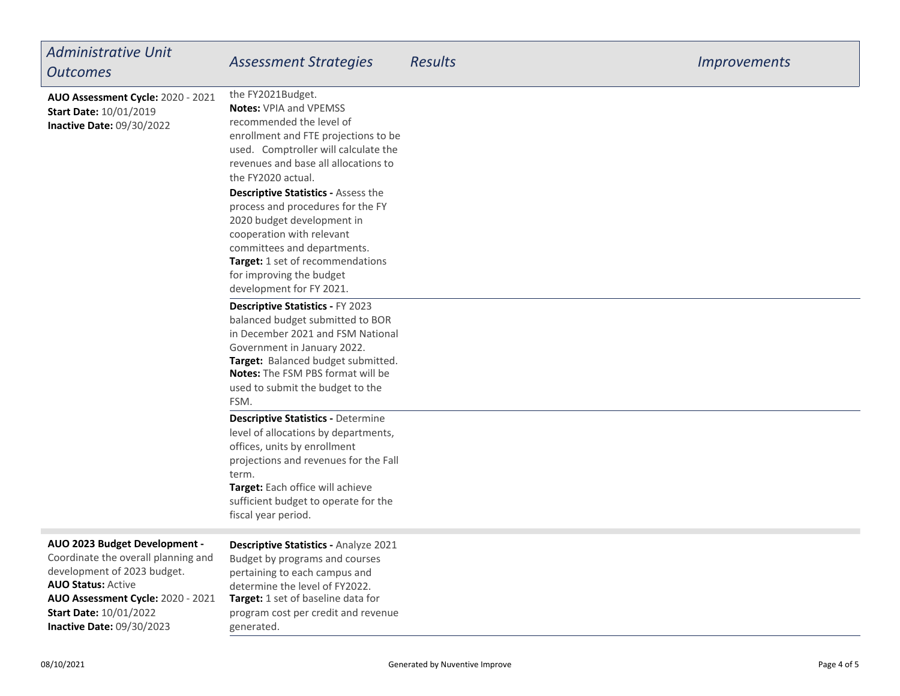| *Administrative Unit Outcomes* | *Assessment Strategies* | *Results* | *Improvements* |
| --- | --- | --- | --- |
| **AUO Assessment Cycle:** 2020 - 2021<br>**Start Date:** 10/01/2019<br>**Inactive Date:** 09/30/2022 | the FY2021Budget.<br>**Notes:** VPIA and VPEMSS recommended the level of enrollment and FTE projections to be used. Comptroller will calculate the revenues and base all allocations to the FY2020 actual.<br>**Descriptive Statistics -** Assess the process and procedures for the FY 2020 budget development in cooperation with relevant committees and departments.<br>**Target:** 1 set of recommendations for improving the budget development for FY 2021. | | |
| | **Descriptive Statistics -** FY 2023 balanced budget submitted to BOR in December 2021 and FSM National Government in January 2022.<br>**Target:** Balanced budget submitted.<br>**Notes:** The FSM PBS format will be used to submit the budget to the FSM. | | |
| | **Descriptive Statistics -** Determine level of allocations by departments, offices, units by enrollment projections and revenues for the Fall term.<br>**Target:** Each office will achieve sufficient budget to operate for the fiscal year period. | | |
| **AUO 2023 Budget Development -** Coordinate the overall planning and development of 2023 budget.<br>**AUO Status:** Active<br>**AUO Assessment Cycle:** 2020 - 2021<br>**Start Date:** 10/01/2022<br>**Inactive Date:** 09/30/2023 | **Descriptive Statistics -** Analyze 2021 Budget by programs and courses pertaining to each campus and determine the level of FY2022.<br>**Target:** 1 set of baseline data for program cost per credit and revenue generated. | | |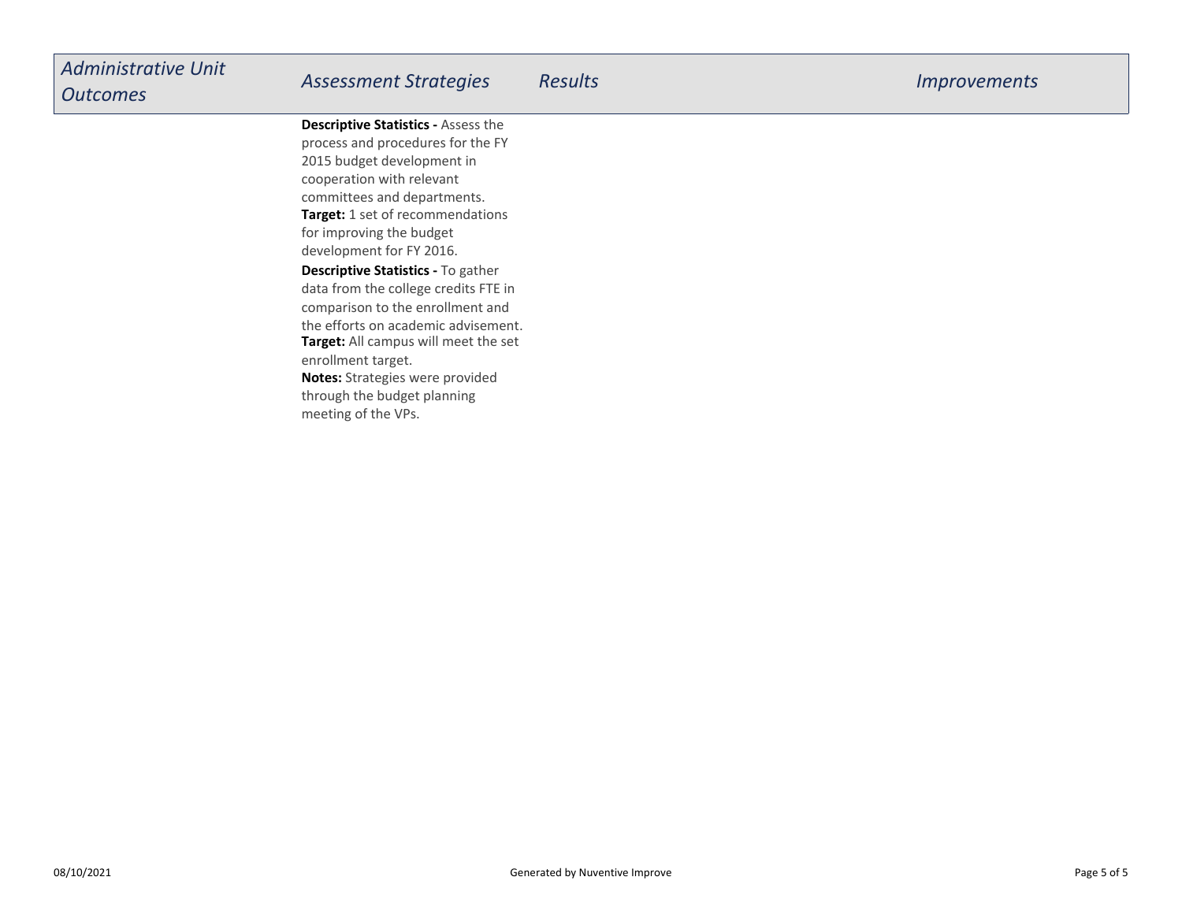| Administrative Unit Outcomes | Assessment Strategies | Results | Improvements |
|---|---|---|---|
| | **Descriptive Statistics -** Assess the process and procedures for the FY 2015 budget development in cooperation with relevant committees and departments.<br>**Target:** 1 set of recommendations for improving the budget development for FY 2016. | | |
| | **Descriptive Statistics -** To gather data from the college credits FTE in comparison to the enrollment and the efforts on academic advisement.<br>**Target:** All campus will meet the set enrollment target.<br>**Notes:** Strategies were provided through the budget planning meeting of the VPs. | | |